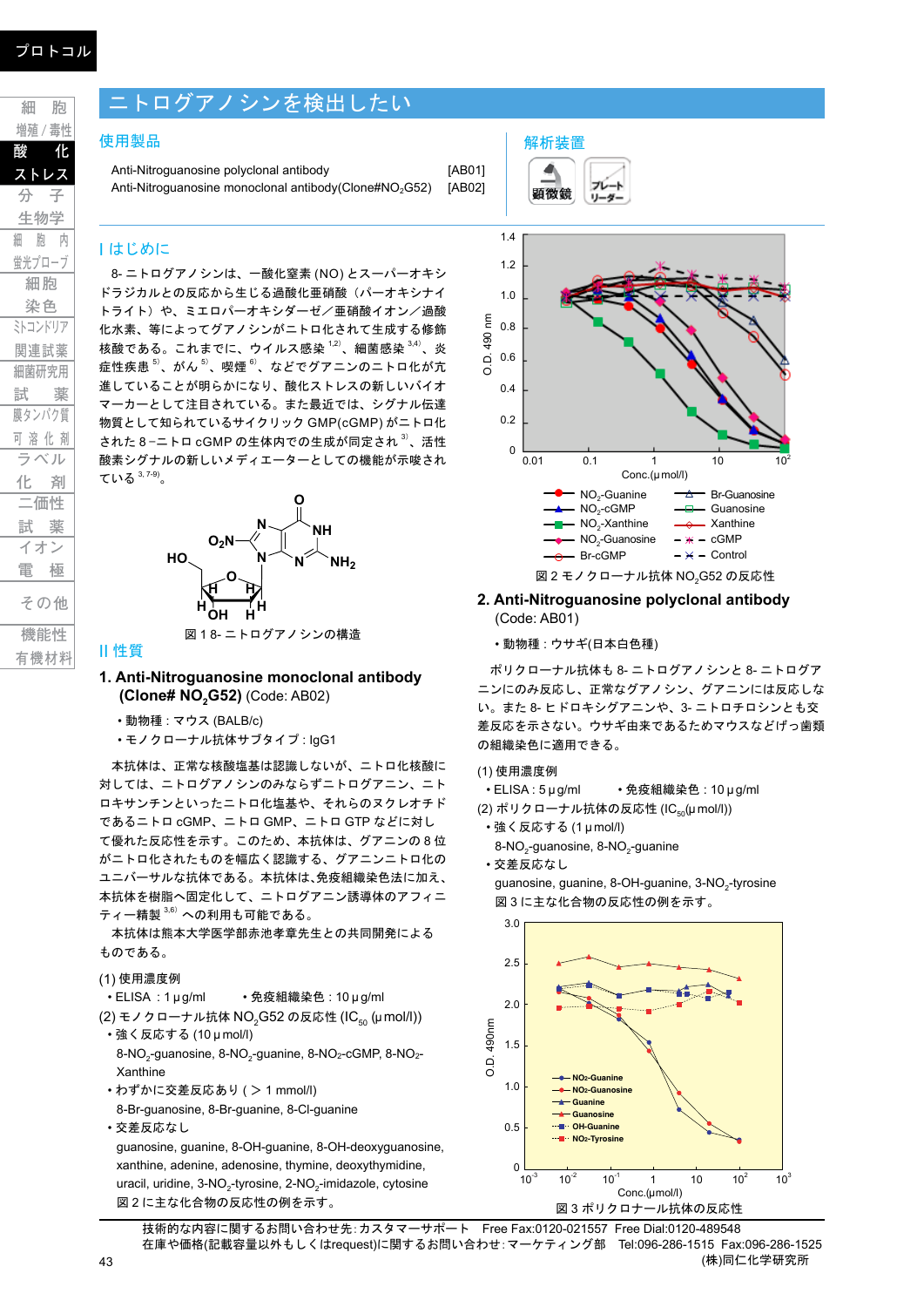# ニトログアノシンを検出したい

## 使用製品

Anti-Nitroguanosine polyclonal antibody [AB01]
Anti-Nitroguanosine monoclonal antibody(Clone#$NO_2$G52) [AB02]

## 解析装置

顕微鏡　プレートリーダー

## I はじめに

8-ニトログアノシンは、一酸化窒素(NO)とスーパーオキシドラジカルとの反応から生じる過酸化亜硝酸（パーオキシナイトライト）や、ミエロパーオキシダーゼ／亜硝酸イオン／過酸化水素、等によってグアノシンがニトロ化されて生成する修飾核酸である。これまでに、ウイルス感染[1,2]、細菌感染[3,4]、炎症性疾患[5]、がん[5]、喫煙[6]、などでグアニンのニトロ化が亢進していることが明らかになり、酸化ストレスの新しいバイオマーカーとして注目されている。また最近では、シグナル伝達物質として知られているサイクリックGMP(cGMP)がニトロ化された8-ニトロcGMPの生体内での生成が同定され[3]、活性酸素シグナルの新しいメディエーターとしての機能が示唆されている[3,7-9]。

図1 8-ニトログアノシンの構造

## II 性質

### 1. Anti-Nitroguanosine monoclonal antibody (Clone# $NO_2$G52) (Code: AB02)

- 動物種：マウス(BALB/c)
- モノクローナル抗体サブタイプ：IgG1

本抗体は、正常な核酸塩基は認識しないが、ニトロ化核酸に対しては、ニトログアノシンのみならずニトログアニン、ニトロキサンチンといったニトロ化塩基や、それらのヌクレオチドであるニトロcGMP、ニトロGMP、ニトロGTPなどに対して優れた反応性を示す。このため、本抗体は、グアニンの8位がニトロ化されたものを幅広く認識する、グアニンニトロ化のユニバーサルな抗体である。本抗体は、免疫組織染色法に加え、本抗体を樹脂へ固定化して、ニトログアニン誘導体のアフィニティー精製[3,6)]への利用も可能である。

本抗体は熊本大学医学部赤池孝章先生との共同開発によるものである。

(1) 使用濃度例
- ELISA：1 μg/ml　　・免疫組織染色：10 μg/ml

(2) モノクローナル抗体$NO_2$G52の反応性($IC_{50}$ (μmol/l))
- 強く反応する (10 μmol/l)
  8-$NO_2$-guanosine, 8-$NO_2$-guanine, 8-$NO_2$-cGMP, 8-$NO_2$-Xanthine
- わずかに交差反応あり (＞1 mmol/l)
  8-Br-guanosine, 8-Br-guanine, 8-Cl-guanine
- 交差反応なし
  guanosine, guanine, 8-OH-guanine, 8-OH-deoxyguanosine, xanthine, adenine, adenosine, thymine, deoxythymidine, uracil, uridine, 3-$NO_2$-tyrosine, 2-$NO_2$-imidazole, cytosine

図2に主な化合物の反応性の例を示す。

図2 モノクローナル抗体$NO_2$G52の反応性

### 2. Anti-Nitroguanosine polyclonal antibody (Code: AB01)

- 動物種：ウサギ(日本白色種)

ポリクローナル抗体も8-ニトログアノシンと8-ニトログアニンにのみ反応し、正常なグアノシン、グアニンには反応しない。また8-ヒドロキシグアニンや、3-ニトロチロシンとも交差反応を示さない。ウサギ由来であるためマウスなどげっ歯類の組織染色に適用できる。

(1) 使用濃度例
- ELISA：5 μg/ml　　・免疫組織染色：10 μg/ml

(2) ポリクローナル抗体の反応性($IC_{50}$(μmol/l))
- 強く反応する (1 μmol/l)
  8-$NO_2$-guanosine, 8-$NO_2$-guanine
- 交差反応なし
  guanosine, guanine, 8-OH-guanine, 3-$NO_2$-tyrosine

図3に主な化合物の反応性の例を示す。

図3 ポリクロナール抗体の反応性

技術的な内容に関するお問い合わせ先：カスタマーサポート　Free Fax:0120-021557　Free Dial:0120-489548
在庫や価格(記載容量以外もしくはrequest)に関するお問い合わせ：マーケティング部　Tel:096-286-1515　Fax:096-286-1525
(株)同仁化学研究所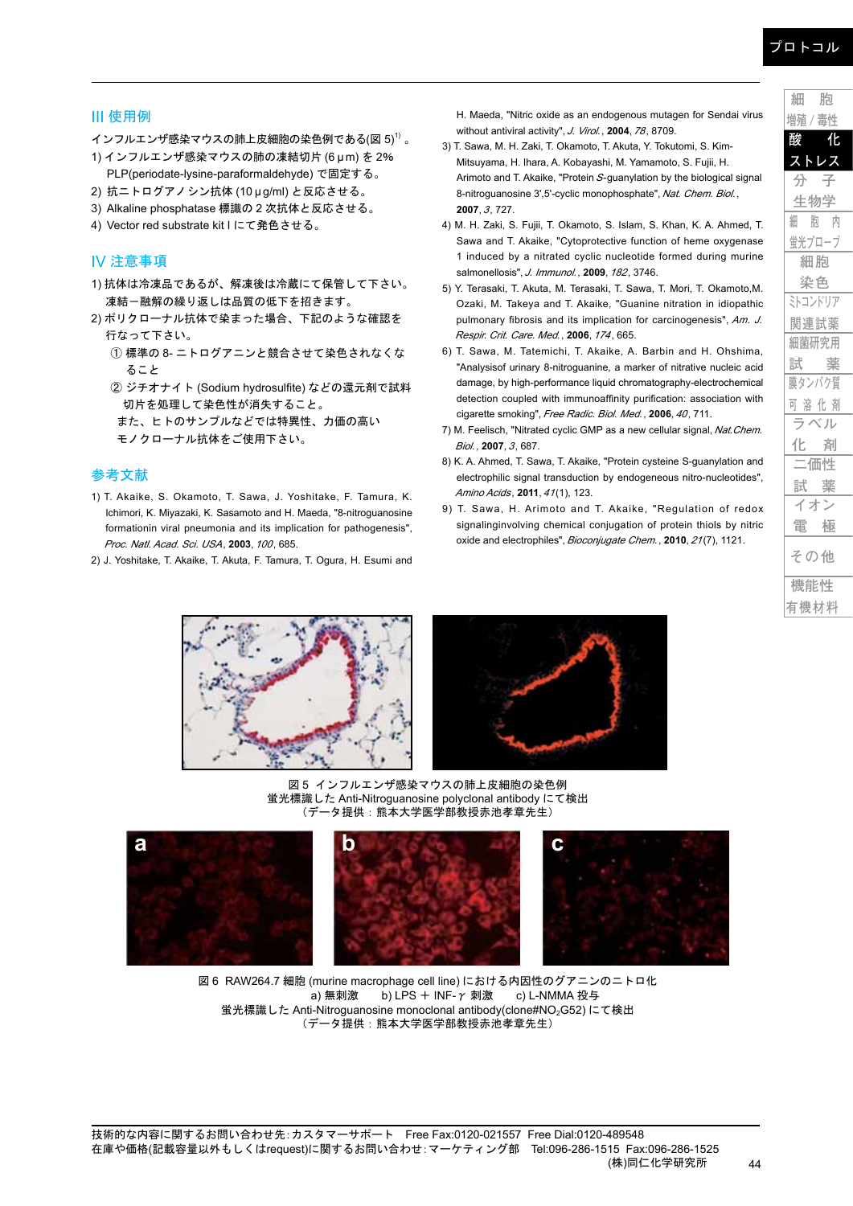## III 使用例

インフルエンザ感染マウスの肺上皮細胞の染色例である(図 5)[1]。

1) インフルエンザ感染マウスの肺の凍結切片 (6 μm) を 2% PLP(periodate-lysine-paraformaldehyde) で固定する。
2) 抗ニトログアノシン抗体 (10 μg/ml) と反応させる。
3) Alkaline phosphatase 標識の 2 次抗体と反応させる。
4) Vector red substrate kit I にて発色させる。

## IV 注意事項

1) 抗体は冷凍品であるが、解凍後は冷蔵にて保管して下さい。凍結ー融解の繰り返しは品質の低下を招きます。
2) ポリクローナル抗体で染まった場合、下記のような確認を行なって下さい。
   ① 標準の 8- ニトログアニンと競合させて染色されなくなること
   ② ジチオナイト (Sodium hydrosulfite) などの還元剤で試料切片を処理して染色性が消失すること。
   また、ヒトのサンプルなどでは特異性、力価の高いモノクローナル抗体をご使用下さい。

## 参考文献

1) T. Akaike, S. Okamoto, T. Sawa, J. Yoshitake, F. Tamura, K. Ichimori, K. Miyazaki, K. Sasamoto and H. Maeda, "8-nitroguanosine formationin viral pneumonia and its implication for pathogenesis", *Proc. Natl. Acad. Sci. USA*, **2003**, *100*, 685.
2) J. Yoshitake, T. Akaike, T. Akuta, F. Tamura, T. Ogura, H. Esumi and H. Maeda, "Nitric oxide as an endogenous mutagen for Sendai virus without antiviral activity", *J. Virol.*, **2004**, *78*, 8709.
3) T. Sawa, M. H. Zaki, T. Okamoto, T. Akuta, Y. Tokutomi, S. Kim-Mitsuyama, H. Ihara, A. Kobayashi, M. Yamamoto, S. Fujii, H. Arimoto and T. Akaike, "Protein *S*-guanylation by the biological signal 8-nitroguanosine 3',5'-cyclic monophosphate", *Nat. Chem. Biol.*, **2007**, *3*, 727.
4) M. H. Zaki, S. Fujii, T. Okamoto, S. Islam, S. Khan, K. A. Ahmed, T. Sawa and T. Akaike, "Cytoprotective function of heme oxygenase 1 induced by a nitrated cyclic nucleotide formed during murine salmonellosis", *J. Immunol.*, **2009**, *182*, 3746.
5) Y. Terasaki, T. Akuta, M. Terasaki, T. Sawa, T. Mori, T. Okamoto,M. Ozaki, M. Takeya and T. Akaike, "Guanine nitration in idiopathic pulmonary fibrosis and its implication for carcinogenesis", *Am. J. Respir. Crit. Care. Med.*, **2006**, *174*, 665.
6) T. Sawa, M. Tatemichi, T. Akaike, A. Barbin and H. Ohshima, "Analysisof urinary 8-nitroguanine, a marker of nitrative nucleic acid damage, by high-performance liquid chromatography-electrochemical detection coupled with immunoaffinity purification: association with cigarette smoking", *Free Radic. Biol. Med.*, **2006**, *40*, 711.
7) M. Feelisch, "Nitrated cyclic GMP as a new cellular signal, *Nat.Chem. Biol.*, **2007**, *3*, 687.
8) K. A. Ahmed, T. Sawa, T. Akaike, "Protein cysteine S-guanylation and electrophilic signal transduction by endogenous nitro-nucleotides", *Amino Acids*, **2011**, *41*(1), 123.
9) T. Sawa, H. Arimoto and T. Akaike, "Regulation of redox signalinginvolving chemical conjugation of protein thiols by nitric oxide and electrophiles", *Bioconjugate Chem.*, **2010**, *21*(7), 1121.

図 5 インフルエンザ感染マウスの肺上皮細胞の染色例
蛍光標識した Anti-Nitroguanosine polyclonal antibody にて検出
（データ提供：熊本大学医学部教授赤池孝章先生）

a　b　c

図 6 RAW264.7 細胞 (murine macrophage cell line) における内因性のグアニンのニトロ化
a) 無刺激　b) LPS ＋ INF-γ 刺激　c) L-NMMA 投与
蛍光標識した Anti-Nitroguanosine monoclonal antibody(clone#$NO_2$G52) にて検出
（データ提供：熊本大学医学部教授赤池孝章先生）

技術的な内容に関するお問い合わせ先:カスタマーサポート　Free Fax:0120-021557　Free Dial:0120-489548
在庫や価格(記載容量以外もしくはrequest)に関するお問い合わせ:マーケティング部　Tel:096-286-1515　Fax:096-286-1525
(株)同仁化学研究所